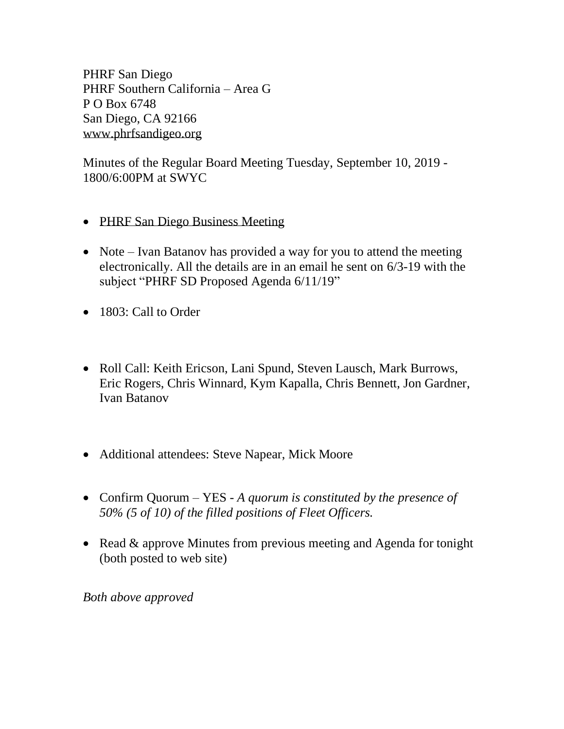PHRF San Diego
PHRF Southern California – Area G
P O Box 6748
San Diego, CA 92166
www.phrfsandigeo.org

Minutes of the Regular Board Meeting Tuesday, September 10, 2019 - 1800/6:00PM at SWYC

- PHRF San Diego Business Meeting
- Note – Ivan Batanov has provided a way for you to attend the meeting electronically. All the details are in an email he sent on 6/3-19 with the subject "PHRF SD Proposed Agenda 6/11/19"
- 1803: Call to Order
- Roll Call: Keith Ericson, Lani Spund, Steven Lausch, Mark Burrows, Eric Rogers, Chris Winnard, Kym Kapalla, Chris Bennett, Jon Gardner, Ivan Batanov
- Additional attendees: Steve Napear, Mick Moore
- Confirm Quorum – YES - *A quorum is constituted by the presence of 50% (5 of 10) of the filled positions of Fleet Officers.*
- Read & approve Minutes from previous meeting and Agenda for tonight (both posted to web site)

*Both above approved*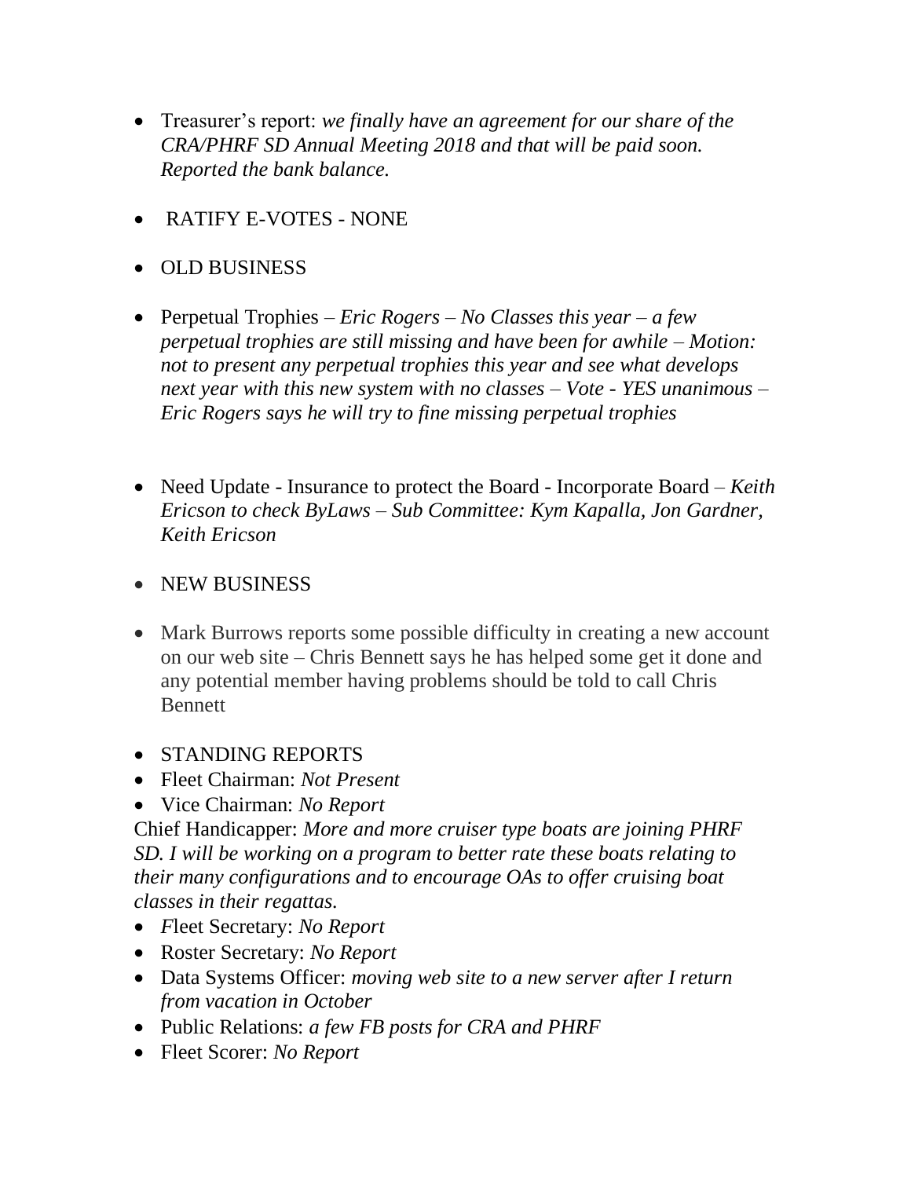- Treasurer's report: *we finally have an agreement for our share of the CRA/PHRF SD Annual Meeting 2018 and that will be paid soon. Reported the bank balance.*

- RATIFY E-VOTES - NONE

- OLD BUSINESS

- Perpetual Trophies – *Eric Rogers – No Classes this year – a few perpetual trophies are still missing and have been for awhile – Motion: not to present any perpetual trophies this year and see what develops next year with this new system with no classes – Vote - YES unanimous – Eric Rogers says he will try to fine missing perpetual trophies*

- Need Update - Insurance to protect the Board - Incorporate Board – *Keith Ericson to check ByLaws – Sub Committee: Kym Kapalla, Jon Gardner, Keith Ericson*

- NEW BUSINESS

- Mark Burrows reports some possible difficulty in creating a new account on our web site – Chris Bennett says he has helped some get it done and any potential member having problems should be told to call Chris Bennett

- STANDING REPORTS
- Fleet Chairman: *Not Present*
- Vice Chairman: *No Report*

Chief Handicapper: *More and more cruiser type boats are joining PHRF SD. I will be working on a program to better rate these boats relating to their many configurations and to encourage OAs to offer cruising boat classes in their regattas.*

- *F*leet Secretary: *No Report*
- Roster Secretary: *No Report*
- Data Systems Officer: *moving web site to a new server after I return from vacation in October*
- Public Relations: *a few FB posts for CRA and PHRF*
- Fleet Scorer: *No Report*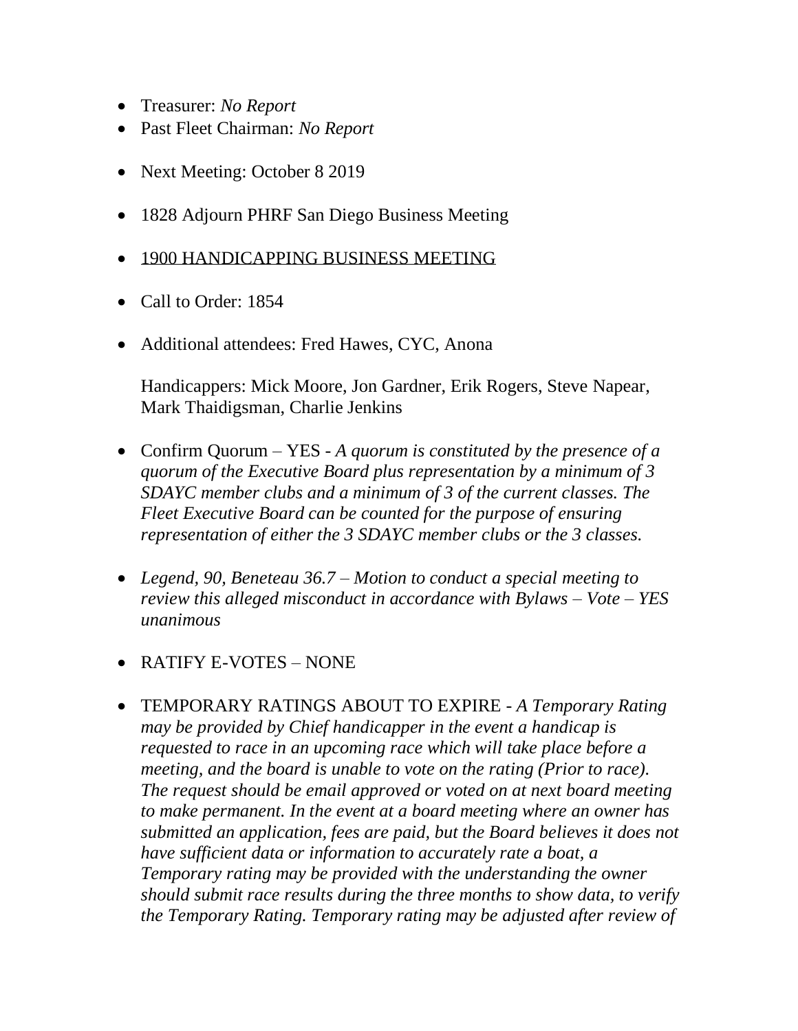- Treasurer: *No Report*
- Past Fleet Chairman: *No Report*

- Next Meeting: October 8 2019

- 1828 Adjourn PHRF San Diego Business Meeting

- <u>1900 HANDICAPPING BUSINESS MEETING</u>

- Call to Order: 1854

- Additional attendees: Fred Hawes, CYC, Anona

  Handicappers: Mick Moore, Jon Gardner, Erik Rogers, Steve Napear, Mark Thaidigsman, Charlie Jenkins

- Confirm Quorum – YES - *A quorum is constituted by the presence of a quorum of the Executive Board plus representation by a minimum of 3 SDAYC member clubs and a minimum of 3 of the current classes. The Fleet Executive Board can be counted for the purpose of ensuring representation of either the 3 SDAYC member clubs or the 3 classes.*

- *Legend, 90, Beneteau 36.7 – Motion to conduct a special meeting to review this alleged misconduct in accordance with Bylaws – Vote – YES unanimous*

- RATIFY E-VOTES – NONE

- TEMPORARY RATINGS ABOUT TO EXPIRE - *A Temporary Rating may be provided by Chief handicapper in the event a handicap is requested to race in an upcoming race which will take place before a meeting, and the board is unable to vote on the rating (Prior to race). The request should be email approved or voted on at next board meeting to make permanent. In the event at a board meeting where an owner has submitted an application, fees are paid, but the Board believes it does not have sufficient data or information to accurately rate a boat, a Temporary rating may be provided with the understanding the owner should submit race results during the three months to show data, to verify the Temporary Rating. Temporary rating may be adjusted after review of*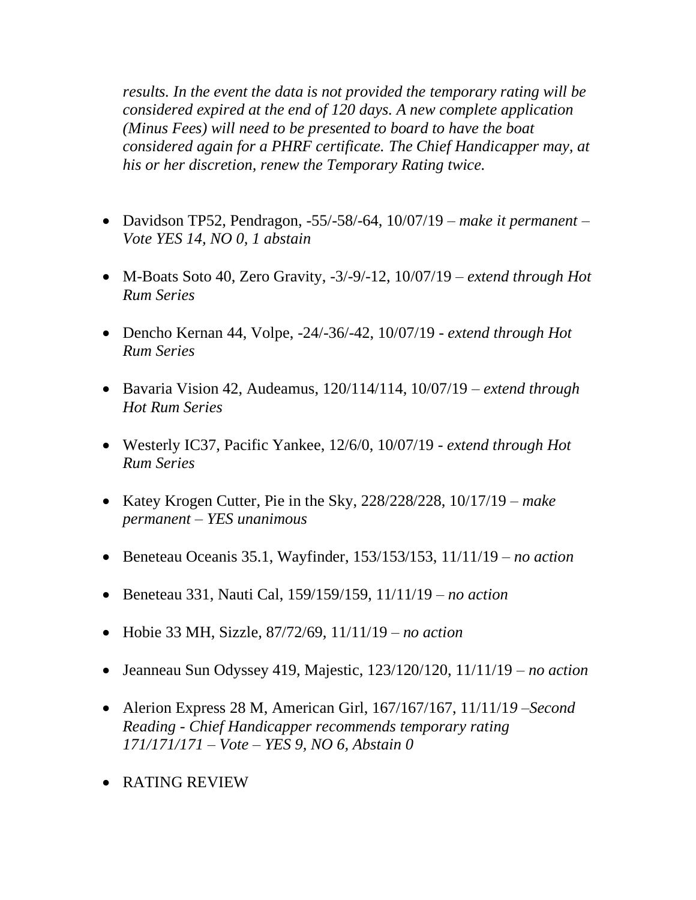*results. In the event the data is not provided the temporary rating will be considered expired at the end of 120 days. A new complete application (Minus Fees) will need to be presented to board to have the boat considered again for a PHRF certificate. The Chief Handicapper may, at his or her discretion, renew the Temporary Rating twice.*

- Davidson TP52, Pendragon, -55/-58/-64, 10/07/19 – *make it permanent – Vote YES 14, NO 0, 1 abstain*
- M-Boats Soto 40, Zero Gravity, -3/-9/-12, 10/07/19 – *extend through Hot Rum Series*
- Dencho Kernan 44, Volpe, -24/-36/-42, 10/07/19 - *extend through Hot Rum Series*
- Bavaria Vision 42, Audeamus, 120/114/114, 10/07/19 – *extend through Hot Rum Series*
- Westerly IC37, Pacific Yankee, 12/6/0, 10/07/19 - *extend through Hot Rum Series*
- Katey Krogen Cutter, Pie in the Sky, 228/228/228, 10/17/19 – *make permanent – YES unanimous*
- Beneteau Oceanis 35.1, Wayfinder, 153/153/153, 11/11/19 – *no action*
- Beneteau 331, Nauti Cal, 159/159/159, 11/11/19 – *no action*
- Hobie 33 MH, Sizzle, 87/72/69, 11/11/19 – *no action*
- Jeanneau Sun Odyssey 419, Majestic, 123/120/120, 11/11/19 – *no action*
- Alerion Express 28 M, American Girl, 167/167/167, 11/11/19 –*Second Reading - Chief Handicapper recommends temporary rating 171/171/171 – Vote – YES 9, NO 6, Abstain 0*
- RATING REVIEW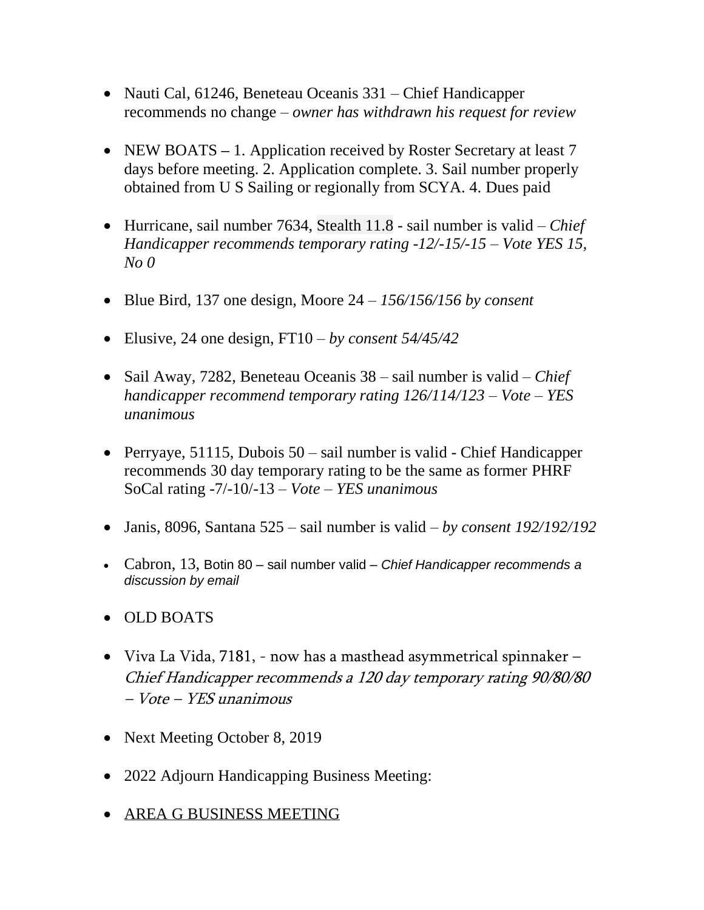- Nauti Cal, 61246, Beneteau Oceanis 331 – Chief Handicapper recommends no change – *owner has withdrawn his request for review*

- NEW BOATS – 1. Application received by Roster Secretary at least 7 days before meeting. 2. Application complete. 3. Sail number properly obtained from U S Sailing or regionally from SCYA. 4. Dues paid

- Hurricane, sail number 7634, Stealth 11.8 - sail number is valid – *Chief Handicapper recommends temporary rating -12/-15/-15 – Vote YES 15, No 0*

- Blue Bird, 137 one design, Moore 24 – *156/156/156 by consent*

- Elusive, 24 one design, FT10 – *by consent 54/45/42*

- Sail Away, 7282, Beneteau Oceanis 38 – sail number is valid – *Chief handicapper recommend temporary rating 126/114/123 – Vote – YES unanimous*

- Perryaye, 51115, Dubois 50 – sail number is valid - Chief Handicapper recommends 30 day temporary rating to be the same as former PHRF SoCal rating -7/-10/-13 – *Vote – YES unanimous*

- Janis, 8096, Santana 525 – sail number is valid – *by consent 192/192/192*

- Cabron, 13, Botin 80 – sail number valid – *Chief Handicapper recommends a discussion by email*

- OLD BOATS

- Viva La Vida, 7181, - now has a masthead asymmetrical spinnaker – *Chief Handicapper recommends a 120 day temporary rating 90/80/80 – Vote – YES unanimous*

- Next Meeting October 8, 2019

- 2022 Adjourn Handicapping Business Meeting:

- AREA G BUSINESS MEETING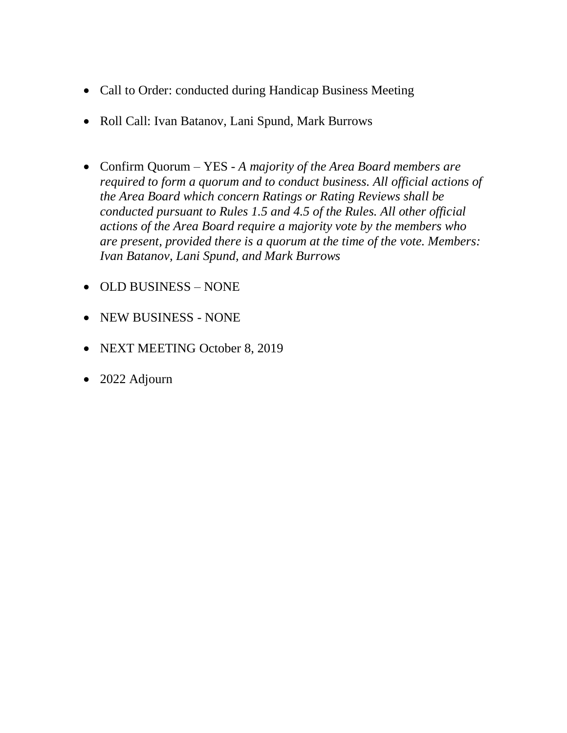- Call to Order: conducted during Handicap Business Meeting

- Roll Call: Ivan Batanov, Lani Spund, Mark Burrows

- Confirm Quorum – YES - *A majority of the Area Board members are required to form a quorum and to conduct business. All official actions of the Area Board which concern Ratings or Rating Reviews shall be conducted pursuant to Rules 1.5 and 4.5 of the Rules. All other official actions of the Area Board require a majority vote by the members who are present, provided there is a quorum at the time of the vote. Members: Ivan Batanov, Lani Spund, and Mark Burrows*

- OLD BUSINESS – NONE

- NEW BUSINESS - NONE

- NEXT MEETING October 8, 2019

- 2022 Adjourn